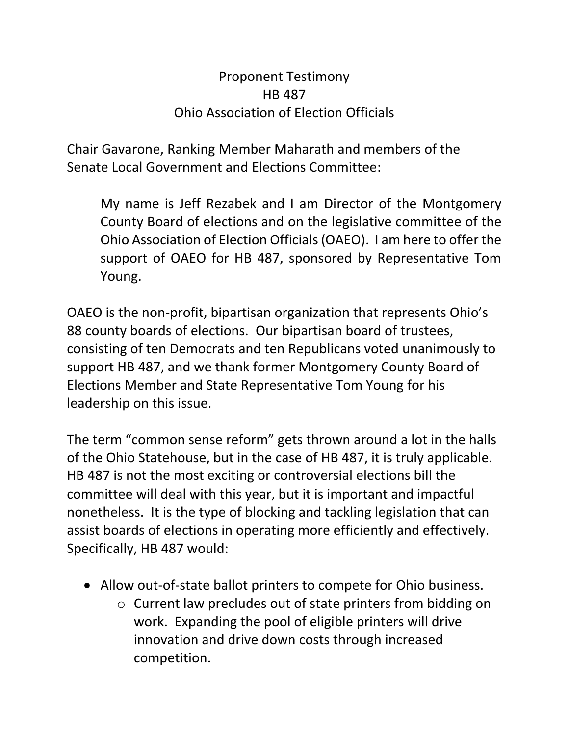Proponent Testimony
HB 487
Ohio Association of Election Officials

Chair Gavarone, Ranking Member Maharath and members of the Senate Local Government and Elections Committee:

> My name is Jeff Rezabek and I am Director of the Montgomery County Board of elections and on the legislative committee of the Ohio Association of Election Officials (OAEO). I am here to offer the support of OAEO for HB 487, sponsored by Representative Tom Young.

OAEO is the non-profit, bipartisan organization that represents Ohio's 88 county boards of elections. Our bipartisan board of trustees, consisting of ten Democrats and ten Republicans voted unanimously to support HB 487, and we thank former Montgomery County Board of Elections Member and State Representative Tom Young for his leadership on this issue.

The term "common sense reform" gets thrown around a lot in the halls of the Ohio Statehouse, but in the case of HB 487, it is truly applicable. HB 487 is not the most exciting or controversial elections bill the committee will deal with this year, but it is important and impactful nonetheless. It is the type of blocking and tackling legislation that can assist boards of elections in operating more efficiently and effectively. Specifically, HB 487 would:

- Allow out-of-state ballot printers to compete for Ohio business.
  - Current law precludes out of state printers from bidding on work. Expanding the pool of eligible printers will drive innovation and drive down costs through increased competition.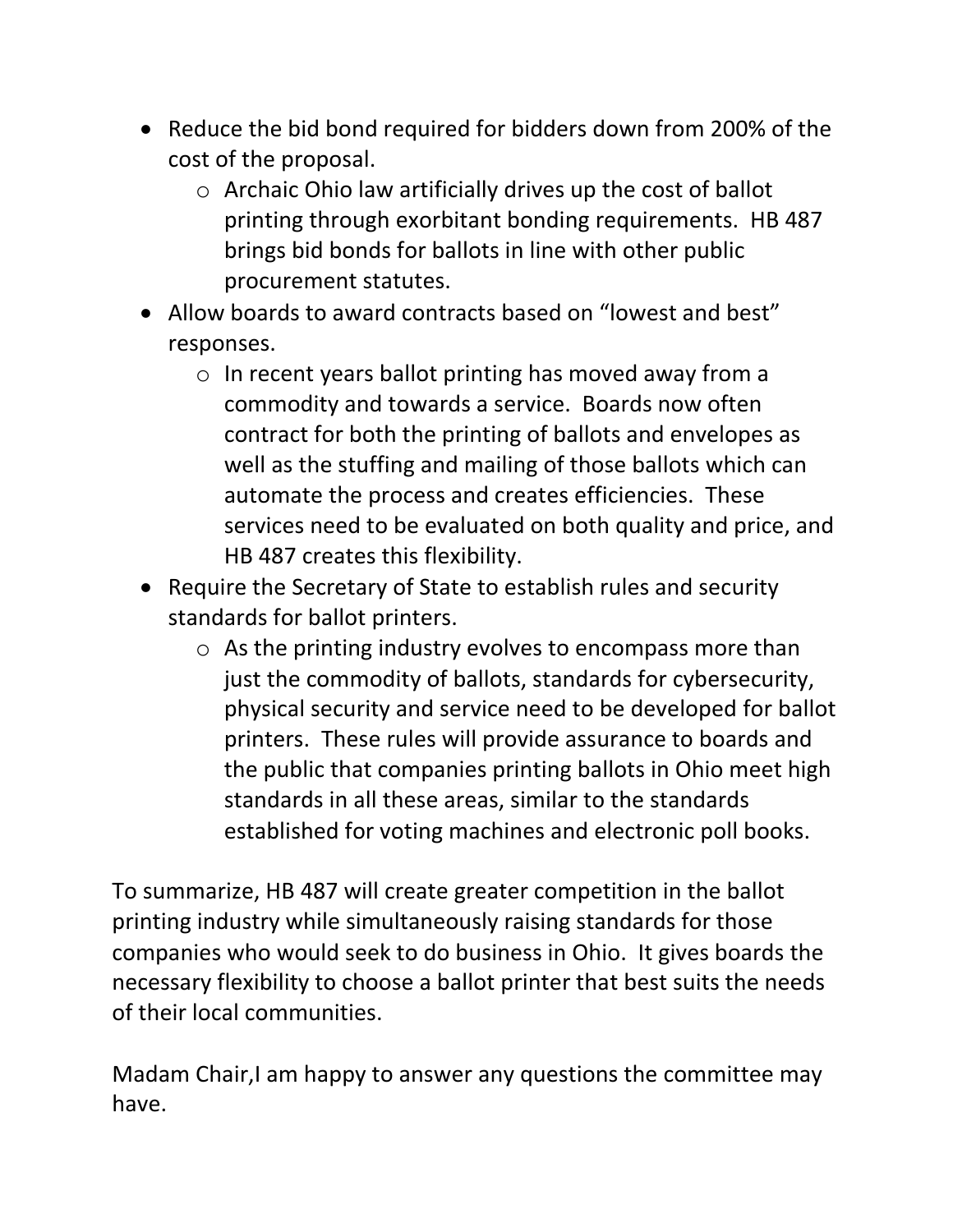- Reduce the bid bond required for bidders down from 200% of the cost of the proposal.
  - Archaic Ohio law artificially drives up the cost of ballot printing through exorbitant bonding requirements. HB 487 brings bid bonds for ballots in line with other public procurement statutes.
- Allow boards to award contracts based on "lowest and best" responses.
  - In recent years ballot printing has moved away from a commodity and towards a service. Boards now often contract for both the printing of ballots and envelopes as well as the stuffing and mailing of those ballots which can automate the process and creates efficiencies. These services need to be evaluated on both quality and price, and HB 487 creates this flexibility.
- Require the Secretary of State to establish rules and security standards for ballot printers.
  - As the printing industry evolves to encompass more than just the commodity of ballots, standards for cybersecurity, physical security and service need to be developed for ballot printers. These rules will provide assurance to boards and the public that companies printing ballots in Ohio meet high standards in all these areas, similar to the standards established for voting machines and electronic poll books.

To summarize, HB 487 will create greater competition in the ballot printing industry while simultaneously raising standards for those companies who would seek to do business in Ohio. It gives boards the necessary flexibility to choose a ballot printer that best suits the needs of their local communities.

Madam Chair,I am happy to answer any questions the committee may have.